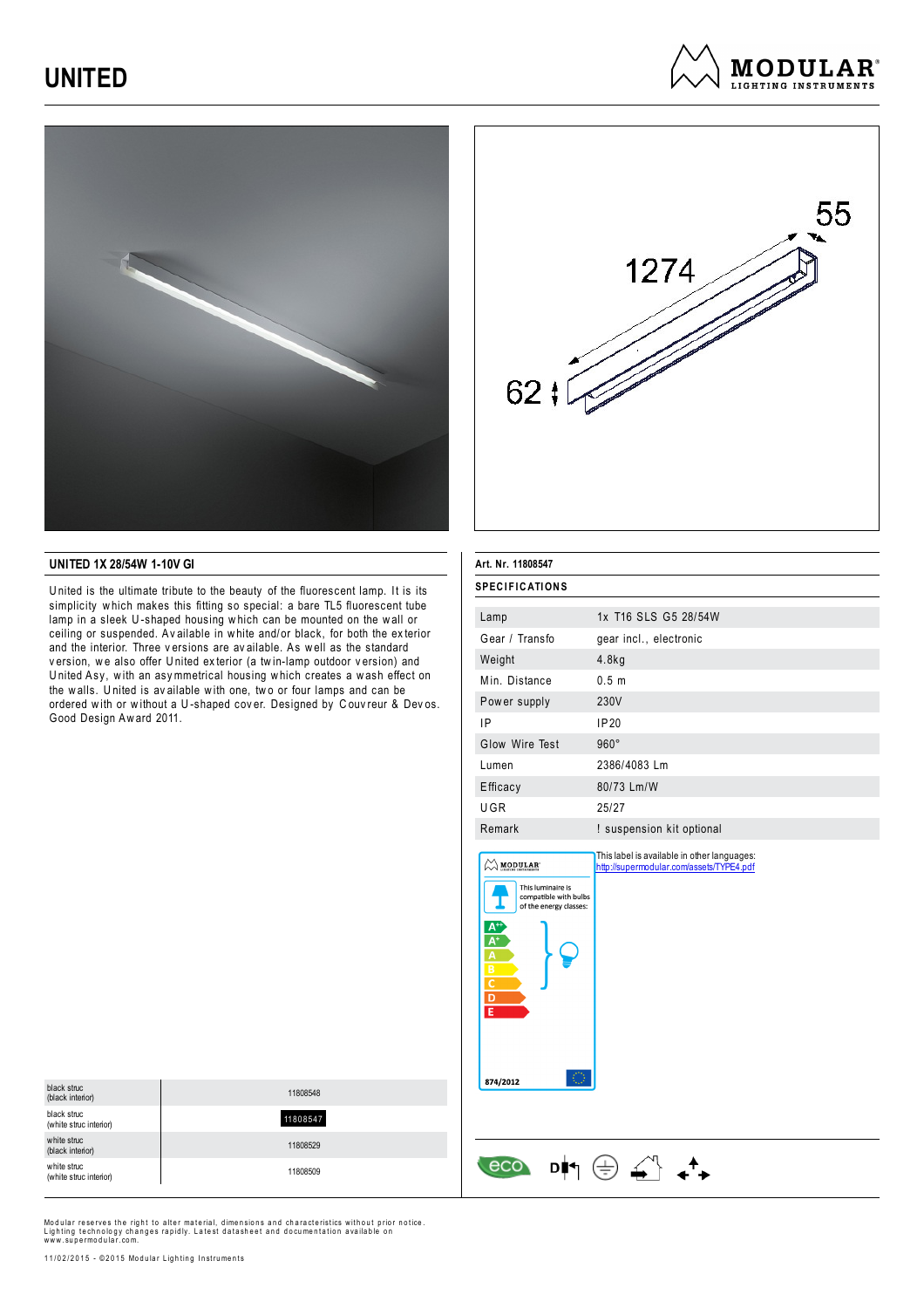# UNITED

MODULAR LIGHTING INSTRUMENTS

1274

55

62

## UNITED 1X 28/54W 1-10V GI

United is the ultimate tribute to the beauty of the fluorescent lamp. It is its simplicity which makes this fitting so special: a bare TL5 fluorescent tube lamp in a sleek U-shaped housing which can be mounted on the wall or ceiling or suspended. Available in white and/or black, for both the exterior and the interior. Three versions are available. As well as the standard version, we also offer United exterior (a twin-lamp outdoor version) and United Asy, with an asymmetrical housing which creates a wash effect on the walls. United is available with one, two or four lamps and can be ordered with or without a U-shaped cover. Designed by Couvreur & Devos. Good Design Award 2011.

| | |
|---|---|
| black struc (black interior) | 11808548 |
| black struc (white struc interior) | **11808547** |
| white struc (black interior) | 11808529 |
| white struc (white struc interior) | 11808509 |

**Art. Nr. 11808547**

### SPECIFICATIONS

| | |
|---|---|
| Lamp | 1x T16 SLS G5 28/54W |
| Gear / Transfo | gear incl., electronic |
| Weight | 4.8kg |
| Min. Distance | 0.5 m |
| Power supply | 230V |
| IP | IP20 |
| Glow Wire Test | 960° |
| Lumen | 2386/4083 Lm |
| Efficacy | 80/73 Lm/W |
| UGR | 25/27 |
| Remark | ! suspension kit optional |

This luminaire is compatible with bulbs of the energy classes: A++, A+, A, B, C, D, E

874/2012

This label is available in other languages: http://supermodular.com/assets/TYPE4.pdf

eco

Modular reserves the right to alter material, dimensions and characteristics without prior notice. Lighting technology changes rapidly. Latest datasheet and documentation available on www.supermodular.com.

11/02/2015 - ©2015 Modular Lighting Instruments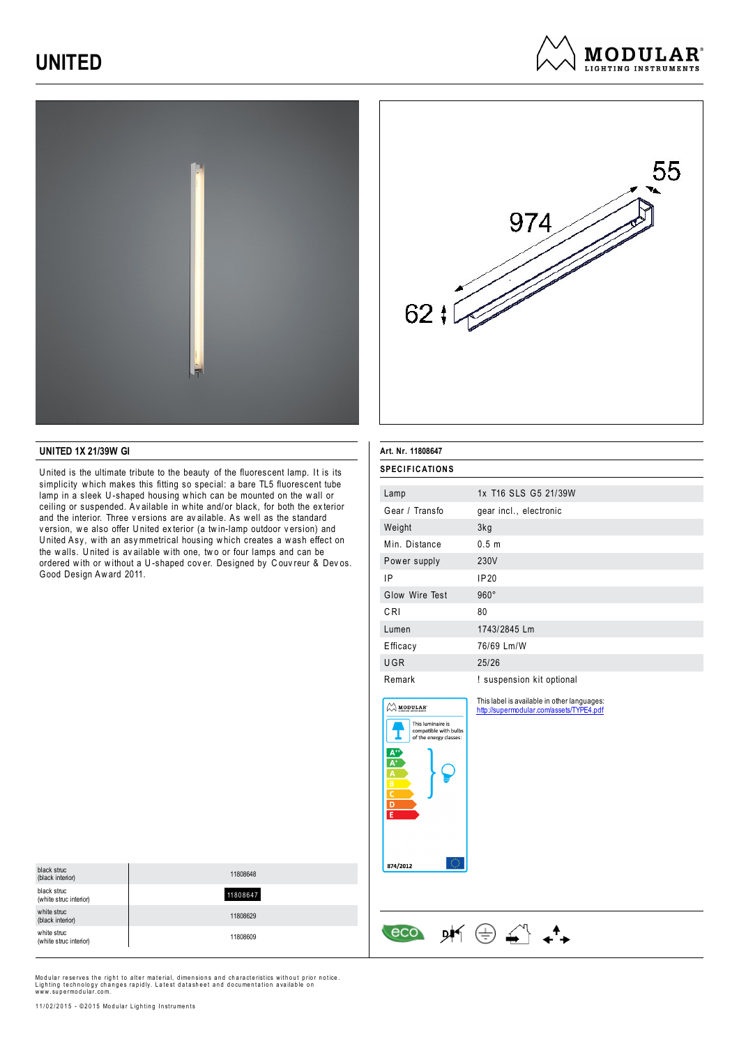# UNITED

MODULAR LIGHTING INSTRUMENTS

974

55

62

## UNITED 1X 21/39W GI

United is the ultimate tribute to the beauty of the fluorescent lamp. It is its simplicity which makes this fitting so special: a bare TL5 fluorescent tube lamp in a sleek U-shaped housing which can be mounted on the wall or ceiling or suspended. Available in white and/or black, for both the exterior and the interior. Three versions are available. As well as the standard version, we also offer United exterior (a twin-lamp outdoor version) and United Asy, with an asymmetrical housing which creates a wash effect on the walls. United is available with one, two or four lamps and can be ordered with or without a U-shaped cover. Designed by Couvreur & Devos. Good Design Award 2011.

| | |
|---|---|
| black struc (black interior) | 11808648 |
| black struc (white struc interior) | **11808647** |
| white struc (black interior) | 11808629 |
| white struc (white struc interior) | 11808609 |

**Art. Nr. 11808647**

### SPECIFICATIONS

| | |
|---|---|
| Lamp | 1x T16 SLS G5 21/39W |
| Gear / Transfo | gear incl., electronic |
| Weight | 3kg |
| Min. Distance | 0.5 m |
| Power supply | 230V |
| IP | IP20 |
| Glow Wire Test | 960° |
| CRI | 80 |
| Lumen | 1743/2845 Lm |
| Efficacy | 76/69 Lm/W |
| UGR | 25/26 |
| Remark | ! suspension kit optional |

MODULAR

This luminaire is compatible with bulbs of the energy classes:

A++
A+
A
B
C
D
E

874/2012

This label is available in other languages:
http://supermodular.com/assets/TYPE4.pdf

eco

Modular reserves the right to alter material, dimensions and characteristics without prior notice. Lighting technology changes rapidly. Latest datasheet and documentation available on www.supermodular.com.

11/02/2015 - ©2015 Modular Lighting Instruments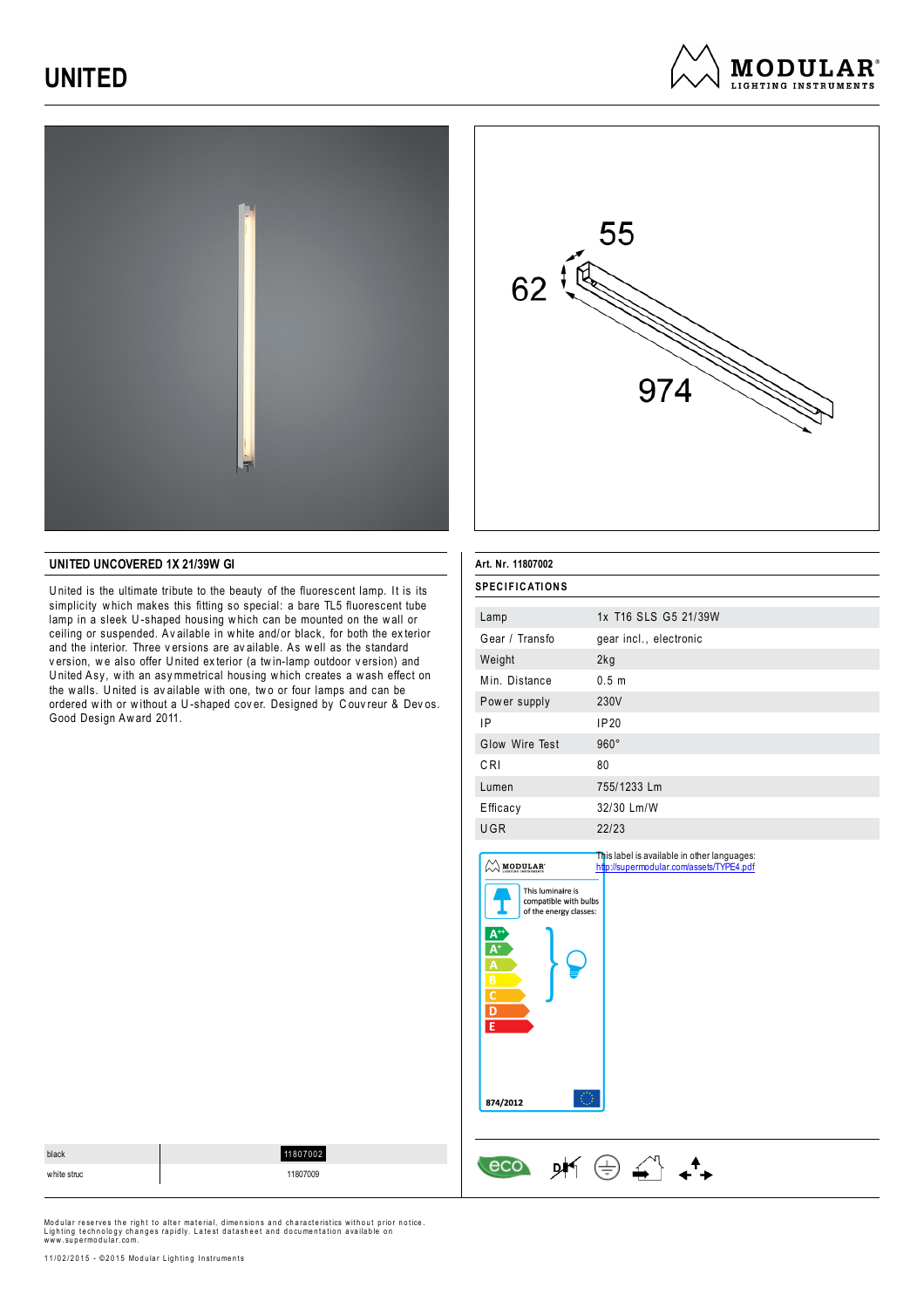# UNITED

MODULAR
LIGHTING INSTRUMENTS

55
62
974

## UNITED UNCOVERED 1X 21/39W GI

United is the ultimate tribute to the beauty of the fluorescent lamp. It is its simplicity which makes this fitting so special: a bare TL5 fluorescent tube lamp in a sleek U-shaped housing which can be mounted on the wall or ceiling or suspended. Available in white and/or black, for both the exterior and the interior. Three versions are available. As well as the standard version, we also offer United exterior (a twin-lamp outdoor version) and United Asy, with an asymmetrical housing which creates a wash effect on the walls. United is available with one, two or four lamps and can be ordered with or without a U-shaped cover. Designed by Couvreur & Devos. Good Design Award 2011.

**Art. Nr. 11807002**

**SPECIFICATIONS**

| | |
|---|---|
| Lamp | 1x T16 SLS G5 21/39W |
| Gear / Transfo | gear incl., electronic |
| Weight | 2kg |
| Min. Distance | 0.5 m |
| Power supply | 230V |
| IP | IP20 |
| Glow Wire Test | 960° |
| CRI | 80 |
| Lumen | 755/1233 Lm |
| Efficacy | 32/30 Lm/W |
| UGR | 22/23 |

This label is available in other languages:
http://supermodular.com/assets/TYPE4.pdf

MODULAR

This luminaire is compatible with bulbs of the energy classes:

A++
A+
A
B
C
D
E

874/2012

| | |
|---|---|
| black | 11807002 |
| white struc | 11807009 |

eco

Modular reserves the right to alter material, dimensions and characteristics without prior notice. Lighting technology changes rapidly. Latest datasheet and documentation available on www.supermodular.com.

11/02/2015 - ©2015 Modular Lighting Instruments